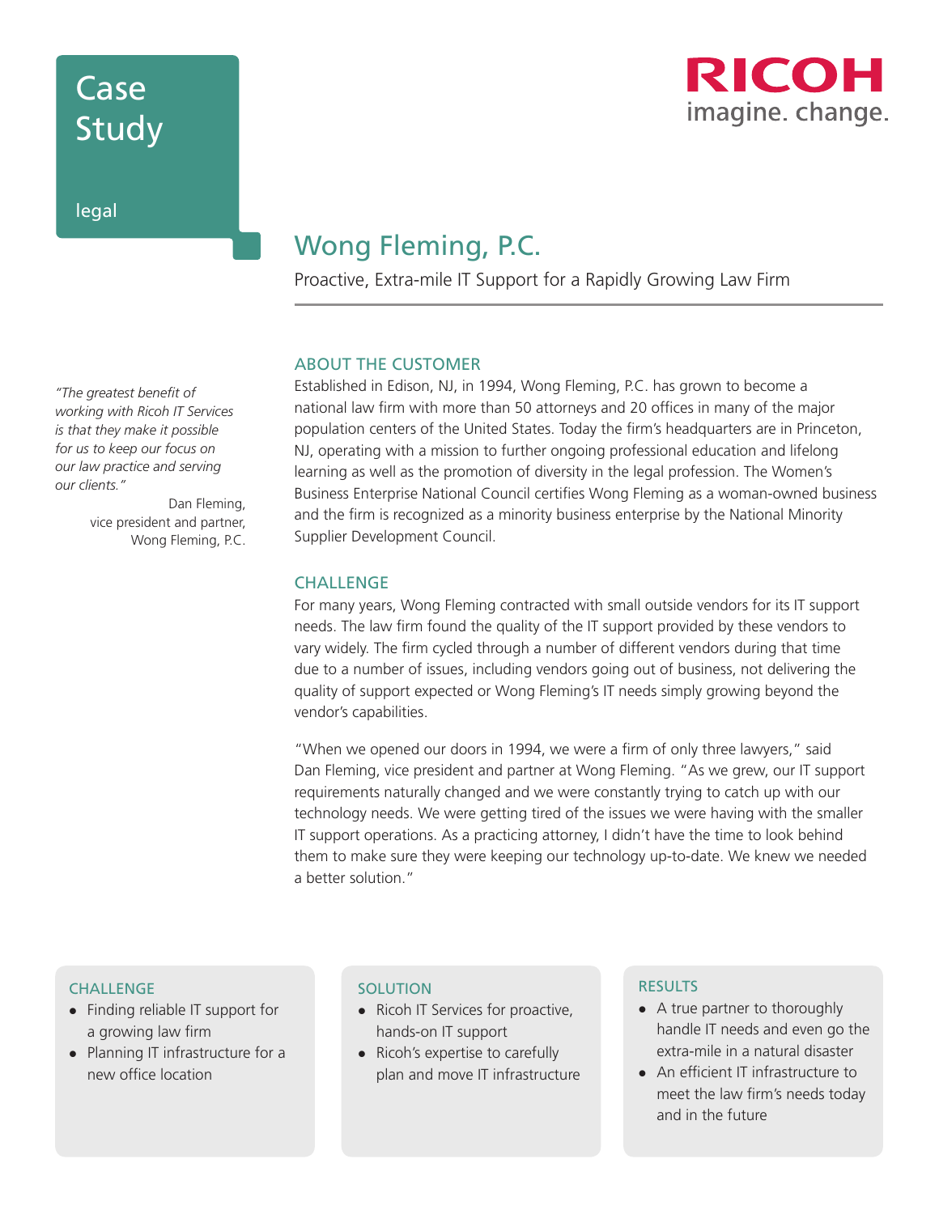# Case Study

legal

RICOH
imagine. change.

# Wong Fleming, P.C.

Proactive, Extra-mile IT Support for a Rapidly Growing Law Firm

*"The greatest benefit of working with Ricoh IT Services is that they make it possible for us to keep our focus on our law practice and serving our clients."*

Dan Fleming,
vice president and partner,
Wong Fleming, P.C.

## ABOUT THE CUSTOMER

Established in Edison, NJ, in 1994, Wong Fleming, P.C. has grown to become a national law firm with more than 50 attorneys and 20 offices in many of the major population centers of the United States. Today the firm's headquarters are in Princeton, NJ, operating with a mission to further ongoing professional education and lifelong learning as well as the promotion of diversity in the legal profession. The Women's Business Enterprise National Council certifies Wong Fleming as a woman-owned business and the firm is recognized as a minority business enterprise by the National Minority Supplier Development Council.

## CHALLENGE

For many years, Wong Fleming contracted with small outside vendors for its IT support needs. The law firm found the quality of the IT support provided by these vendors to vary widely. The firm cycled through a number of different vendors during that time due to a number of issues, including vendors going out of business, not delivering the quality of support expected or Wong Fleming's IT needs simply growing beyond the vendor's capabilities.

"When we opened our doors in 1994, we were a firm of only three lawyers," said Dan Fleming, vice president and partner at Wong Fleming. "As we grew, our IT support requirements naturally changed and we were constantly trying to catch up with our technology needs. We were getting tired of the issues we were having with the smaller IT support operations. As a practicing attorney, I didn't have the time to look behind them to make sure they were keeping our technology up-to-date. We knew we needed a better solution."

### CHALLENGE

- Finding reliable IT support for a growing law firm
- Planning IT infrastructure for a new office location

### SOLUTION

- Ricoh IT Services for proactive, hands-on IT support
- Ricoh's expertise to carefully plan and move IT infrastructure

### RESULTS

- A true partner to thoroughly handle IT needs and even go the extra-mile in a natural disaster
- An efficient IT infrastructure to meet the law firm's needs today and in the future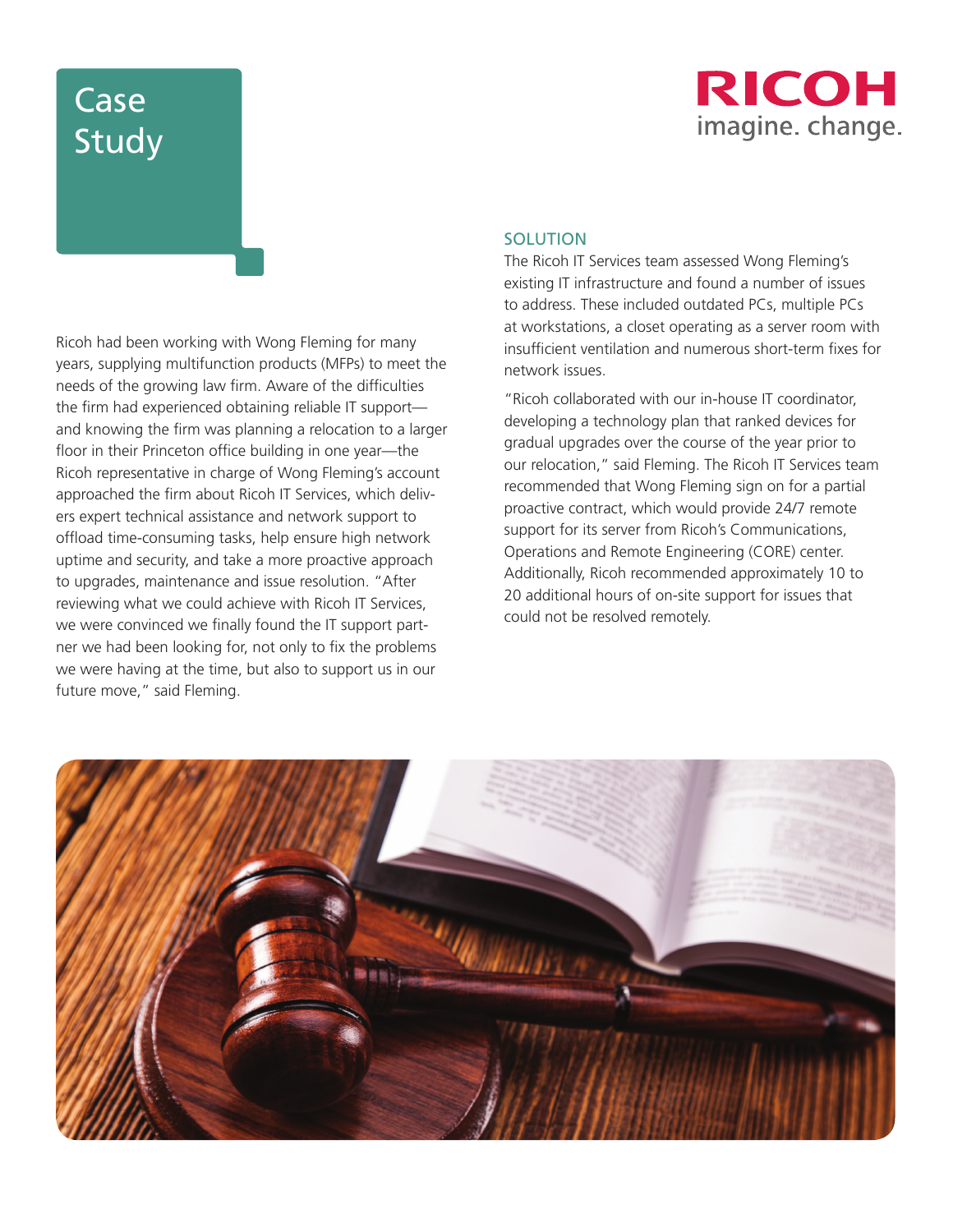Ricoh had been working with Wong Fleming for many years, supplying multifunction products (MFPs) to meet the needs of the growing law firm. Aware of the difficulties the firm had experienced obtaining reliable IT support—and knowing the firm was planning a relocation to a larger floor in their Princeton office building in one year—the Ricoh representative in charge of Wong Fleming's account approached the firm about Ricoh IT Services, which delivers expert technical assistance and network support to offload time-consuming tasks, help ensure high network uptime and security, and take a more proactive approach to upgrades, maintenance and issue resolution. "After reviewing what we could achieve with Ricoh IT Services, we were convinced we finally found the IT support partner we had been looking for, not only to fix the problems we were having at the time, but also to support us in our future move," said Fleming.

## SOLUTION

The Ricoh IT Services team assessed Wong Fleming's existing IT infrastructure and found a number of issues to address. These included outdated PCs, multiple PCs at workstations, a closet operating as a server room with insufficient ventilation and numerous short-term fixes for network issues.

"Ricoh collaborated with our in-house IT coordinator, developing a technology plan that ranked devices for gradual upgrades over the course of the year prior to our relocation," said Fleming. The Ricoh IT Services team recommended that Wong Fleming sign on for a partial proactive contract, which would provide 24/7 remote support for its server from Ricoh's Communications, Operations and Remote Engineering (CORE) center. Additionally, Ricoh recommended approximately 10 to 20 additional hours of on-site support for issues that could not be resolved remotely.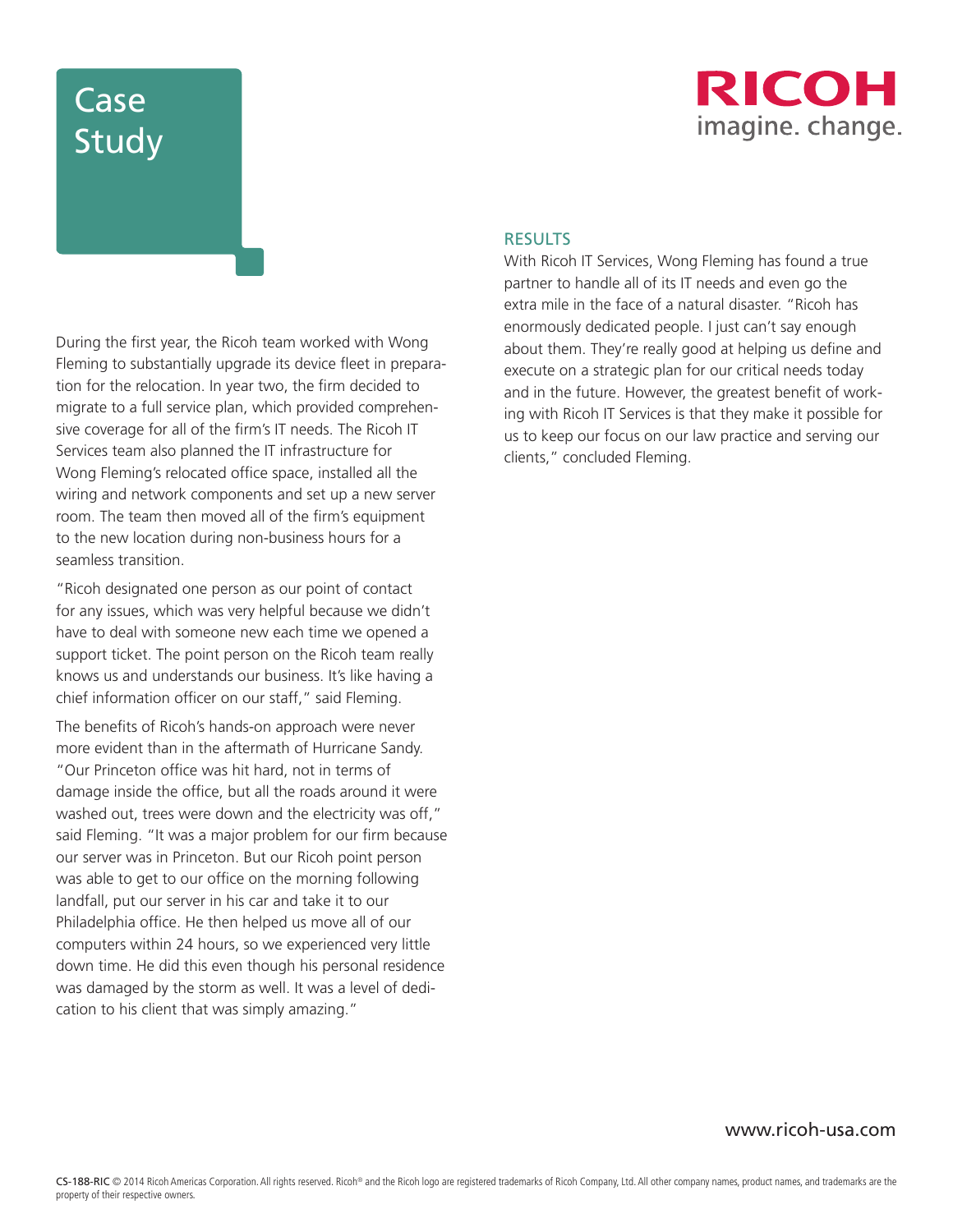# Case Study

During the first year, the Ricoh team worked with Wong Fleming to substantially upgrade its device fleet in preparation for the relocation. In year two, the firm decided to migrate to a full service plan, which provided comprehensive coverage for all of the firm's IT needs. The Ricoh IT Services team also planned the IT infrastructure for Wong Fleming's relocated office space, installed all the wiring and network components and set up a new server room. The team then moved all of the firm's equipment to the new location during non-business hours for a seamless transition.

"Ricoh designated one person as our point of contact for any issues, which was very helpful because we didn't have to deal with someone new each time we opened a support ticket. The point person on the Ricoh team really knows us and understands our business. It's like having a chief information officer on our staff," said Fleming.

The benefits of Ricoh's hands-on approach were never more evident than in the aftermath of Hurricane Sandy. "Our Princeton office was hit hard, not in terms of damage inside the office, but all the roads around it were washed out, trees were down and the electricity was off," said Fleming. "It was a major problem for our firm because our server was in Princeton. But our Ricoh point person was able to get to our office on the morning following landfall, put our server in his car and take it to our Philadelphia office. He then helped us move all of our computers within 24 hours, so we experienced very little down time. He did this even though his personal residence was damaged by the storm as well. It was a level of dedication to his client that was simply amazing."

## RESULTS

With Ricoh IT Services, Wong Fleming has found a true partner to handle all of its IT needs and even go the extra mile in the face of a natural disaster. "Ricoh has enormously dedicated people. I just can't say enough about them. They're really good at helping us define and execute on a strategic plan for our critical needs today and in the future. However, the greatest benefit of working with Ricoh IT Services is that they make it possible for us to keep our focus on our law practice and serving our clients," concluded Fleming.

www.ricoh-usa.com

CS-188-RIC © 2014 Ricoh Americas Corporation. All rights reserved. Ricoh® and the Ricoh logo are registered trademarks of Ricoh Company, Ltd. All other company names, product names, and trademarks are the property of their respective owners.